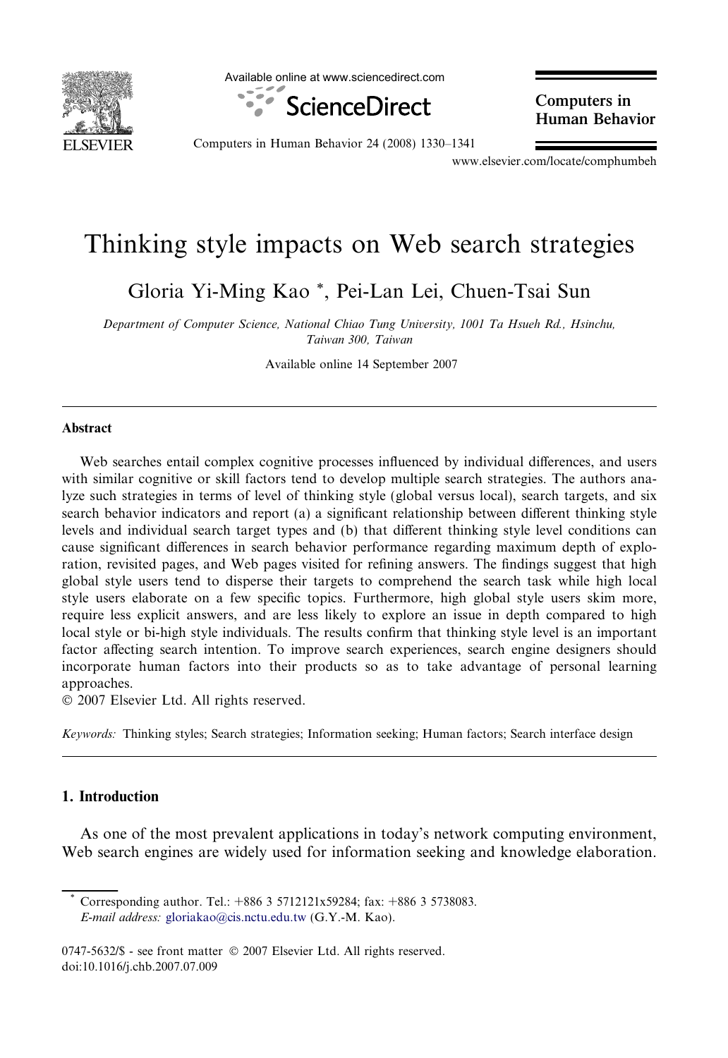# Thinking style impacts on Web search strategies

Gloria Yi-Ming Kao *, Pei-Lan Lei, Chuen-Tsai Sun

*Department of Computer Science, National Chiao Tung University, 1001 Ta Hsueh Rd., Hsinchu, Taiwan 300, Taiwan*

Available online 14 September 2007

## Abstract

Web searches entail complex cognitive processes influenced by individual differences, and users with similar cognitive or skill factors tend to develop multiple search strategies. The authors analyze such strategies in terms of level of thinking style (global versus local), search targets, and six search behavior indicators and report (a) a significant relationship between different thinking style levels and individual search target types and (b) that different thinking style level conditions can cause significant differences in search behavior performance regarding maximum depth of exploration, revisited pages, and Web pages visited for refining answers. The findings suggest that high global style users tend to disperse their targets to comprehend the search task while high local style users elaborate on a few specific topics. Furthermore, high global style users skim more, require less explicit answers, and are less likely to explore an issue in depth compared to high local style or bi-high style individuals. The results confirm that thinking style level is an important factor affecting search intention. To improve search experiences, search engine designers should incorporate human factors into their products so as to take advantage of personal learning approaches.

© 2007 Elsevier Ltd. All rights reserved.

*Keywords:* Thinking styles; Search strategies; Information seeking; Human factors; Search interface design

## 1. Introduction

As one of the most prevalent applications in today's network computing environment, Web search engines are widely used for information seeking and knowledge elaboration.

---

* Corresponding author. Tel.: +886 3 5712121x59284; fax: +886 3 5738083.
*E-mail address:* gloriakao@cis.nctu.edu.tw (G.Y.-M. Kao).

0747-5632/$ - see front matter © 2007 Elsevier Ltd. All rights reserved.
doi:10.1016/j.chb.2007.07.009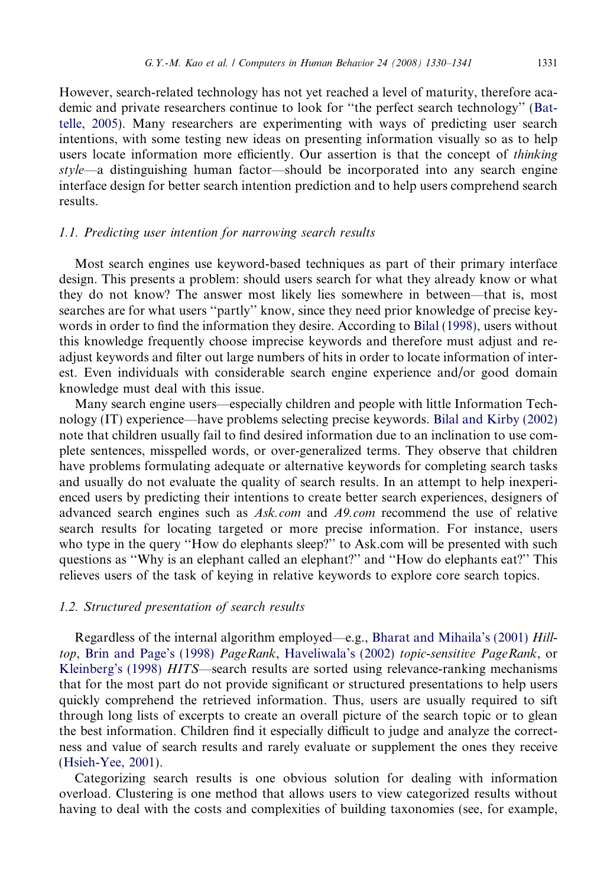However, search-related technology has not yet reached a level of maturity, therefore academic and private researchers continue to look for "the perfect search technology" (Battelle, 2005). Many researchers are experimenting with ways of predicting user search intentions, with some testing new ideas on presenting information visually so as to help users locate information more efficiently. Our assertion is that the concept of *thinking style*—a distinguishing human factor—should be incorporated into any search engine interface design for better search intention prediction and to help users comprehend search results.

### 1.1. Predicting user intention for narrowing search results

Most search engines use keyword-based techniques as part of their primary interface design. This presents a problem: should users search for what they already know or what they do not know? The answer most likely lies somewhere in between—that is, most searches are for what users "partly" know, since they need prior knowledge of precise keywords in order to find the information they desire. According to Bilal (1998), users without this knowledge frequently choose imprecise keywords and therefore must adjust and re-adjust keywords and filter out large numbers of hits in order to locate information of interest. Even individuals with considerable search engine experience and/or good domain knowledge must deal with this issue.

Many search engine users—especially children and people with little Information Technology (IT) experience—have problems selecting precise keywords. Bilal and Kirby (2002) note that children usually fail to find desired information due to an inclination to use complete sentences, misspelled words, or over-generalized terms. They observe that children have problems formulating adequate or alternative keywords for completing search tasks and usually do not evaluate the quality of search results. In an attempt to help inexperienced users by predicting their intentions to create better search experiences, designers of advanced search engines such as *Ask.com* and *A9.com* recommend the use of relative search results for locating targeted or more precise information. For instance, users who type in the query "How do elephants sleep?" to Ask.com will be presented with such questions as "Why is an elephant called an elephant?" and "How do elephants eat?" This relieves users of the task of keying in relative keywords to explore core search topics.

### 1.2. Structured presentation of search results

Regardless of the internal algorithm employed—e.g., Bharat and Mihaila's (2001) *Hilltop*, Brin and Page's (1998) *PageRank*, Haveliwala's (2002) *topic-sensitive PageRank*, or Kleinberg's (1998) *HITS*—search results are sorted using relevance-ranking mechanisms that for the most part do not provide significant or structured presentations to help users quickly comprehend the retrieved information. Thus, users are usually required to sift through long lists of excerpts to create an overall picture of the search topic or to glean the best information. Children find it especially difficult to judge and analyze the correctness and value of search results and rarely evaluate or supplement the ones they receive (Hsieh-Yee, 2001).

Categorizing search results is one obvious solution for dealing with information overload. Clustering is one method that allows users to view categorized results without having to deal with the costs and complexities of building taxonomies (see, for example,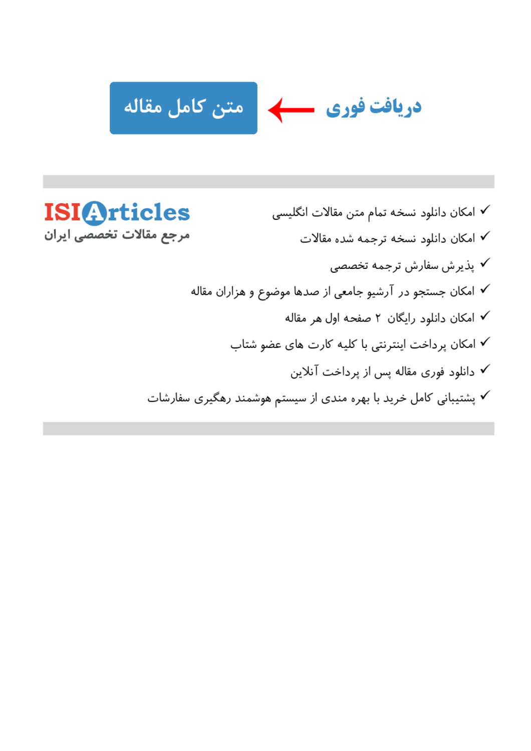دریافت فوری ← متن کامل مقاله

**ISIArticles**
مرجع مقالات تخصصی ایران

- ✓ امکان دانلود نسخه تمام متن مقالات انگلیسی
- ✓ امکان دانلود نسخه ترجمه شده مقالات
- ✓ پذیرش سفارش ترجمه تخصصی
- ✓ امکان جستجو در آرشیو جامعی از صدها موضوع و هزاران مقاله
- ✓ امکان دانلود رایگان ۲ صفحه اول هر مقاله
- ✓ امکان پرداخت اینترنتی با کلیه کارت های عضو شتاب
- ✓ دانلود فوری مقاله پس از پرداخت آنلاین
- ✓ پشتیبانی کامل خرید با بهره مندی از سیستم هوشمند رهگیری سفارشات